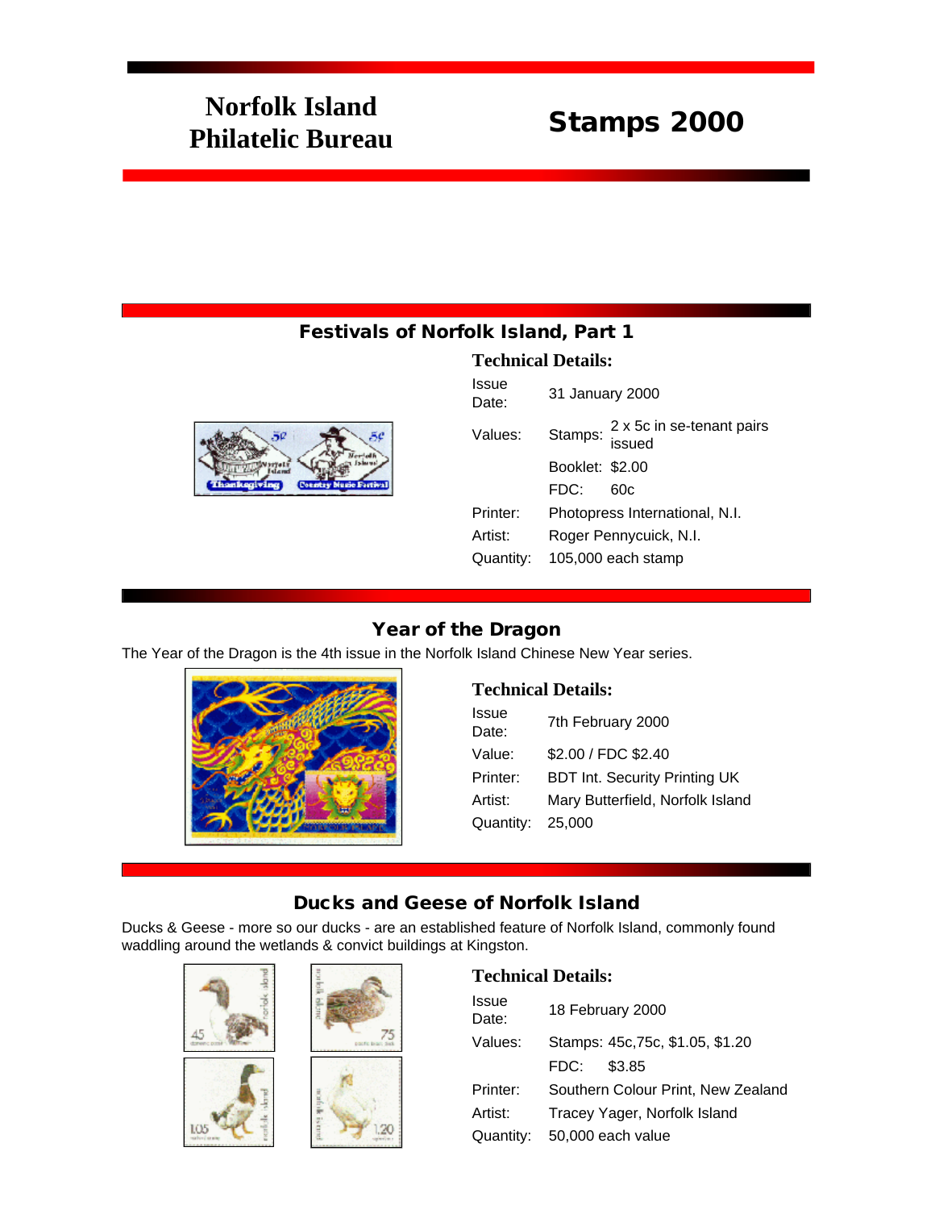# Norfolk Island Philatelic Bureau

# Stamps 2000

## Festivals of Norfolk Island, Part 1

### Technical Details:

| | | |
|---|---|---|
| Issue Date: | 31 January 2000 | |
| Values: | Stamps: | 2 x 5c in se-tenant pairs issued |
| | Booklet: | $2.00 |
| | FDC: | 60c |
| Printer: | Photopress International, N.I. | |
| Artist: | Roger Pennycuick, N.I. | |
| Quantity: | 105,000 each stamp | |

## Year of the Dragon

The Year of the Dragon is the 4th issue in the Norfolk Island Chinese New Year series.

### Technical Details:

| | |
|---|---|
| Issue Date: | 7th February 2000 |
| Value: | $2.00 / FDC $2.40 |
| Printer: | BDT Int. Security Printing UK |
| Artist: | Mary Butterfield, Norfolk Island |
| Quantity: | 25,000 |

## Ducks and Geese of Norfolk Island

Ducks & Geese - more so our ducks - are an established feature of Norfolk Island, commonly found waddling around the wetlands & convict buildings at Kingston.

### Technical Details:

| | |
|---|---|
| Issue Date: | 18 February 2000 |
| Values: | Stamps: 45c,75c, $1.05, $1.20 |
| | FDC: $3.85 |
| Printer: | Southern Colour Print, New Zealand |
| Artist: | Tracey Yager, Norfolk Island |
| Quantity: | 50,000 each value |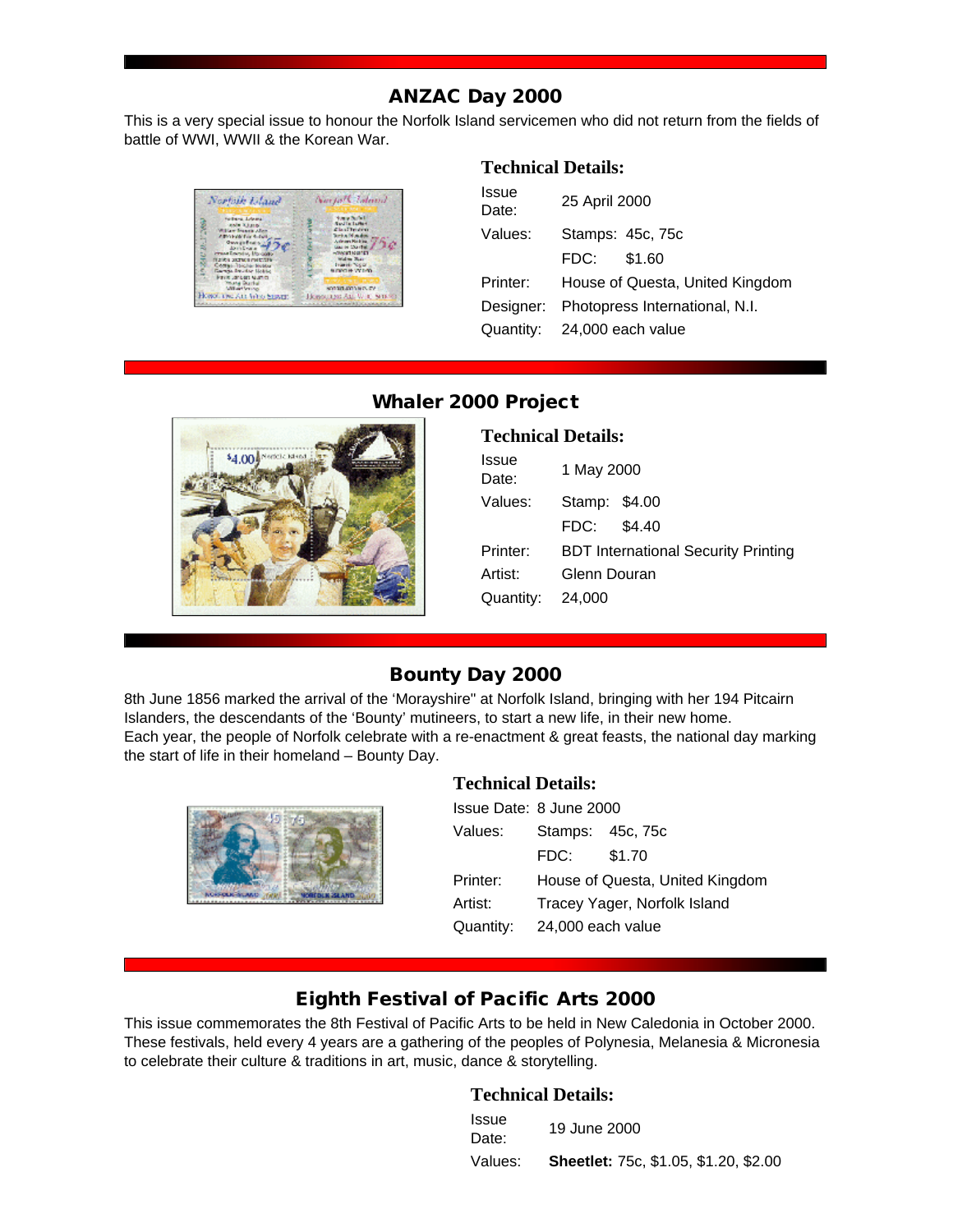## ANZAC Day 2000

This is a very special issue to honour the Norfolk Island servicemen who did not return from the fields of battle of WWI, WWII & the Korean War.

### Technical Details:

| | |
|---|---|
| Issue Date: | 25 April 2000 |
| Values: | Stamps: 45c, 75c |
| | FDC: $1.60 |
| Printer: | House of Questa, United Kingdom |
| Designer: | Photopress International, N.I. |
| Quantity: | 24,000 each value |

## Whaler 2000 Project

### Technical Details:

| | |
|---|---|
| Issue Date: | 1 May 2000 |
| Values: | Stamp: $4.00 |
| | FDC: $4.40 |
| Printer: | BDT International Security Printing |
| Artist: | Glenn Douran |
| Quantity: | 24,000 |

## Bounty Day 2000

8th June 1856 marked the arrival of the 'Morayshire" at Norfolk Island, bringing with her 194 Pitcairn Islanders, the descendants of the 'Bounty' mutineers, to start a new life, in their new home.
Each year, the people of Norfolk celebrate with a re-enactment & great feasts, the national day marking the start of life in their homeland – Bounty Day.

### Technical Details:

| | |
|---|---|
| Issue Date: | 8 June 2000 |
| Values: | Stamps: 45c, 75c |
| | FDC: $1.70 |
| Printer: | House of Questa, United Kingdom |
| Artist: | Tracey Yager, Norfolk Island |
| Quantity: | 24,000 each value |

## Eighth Festival of Pacific Arts 2000

This issue commemorates the 8th Festival of Pacific Arts to be held in New Caledonia in October 2000. These festivals, held every 4 years are a gathering of the peoples of Polynesia, Melanesia & Micronesia to celebrate their culture & traditions in art, music, dance & storytelling.

### Technical Details:

| | |
|---|---|
| Issue Date: | 19 June 2000 |
| Values: | **Sheetlet:** 75c, $1.05, $1.20, $2.00 |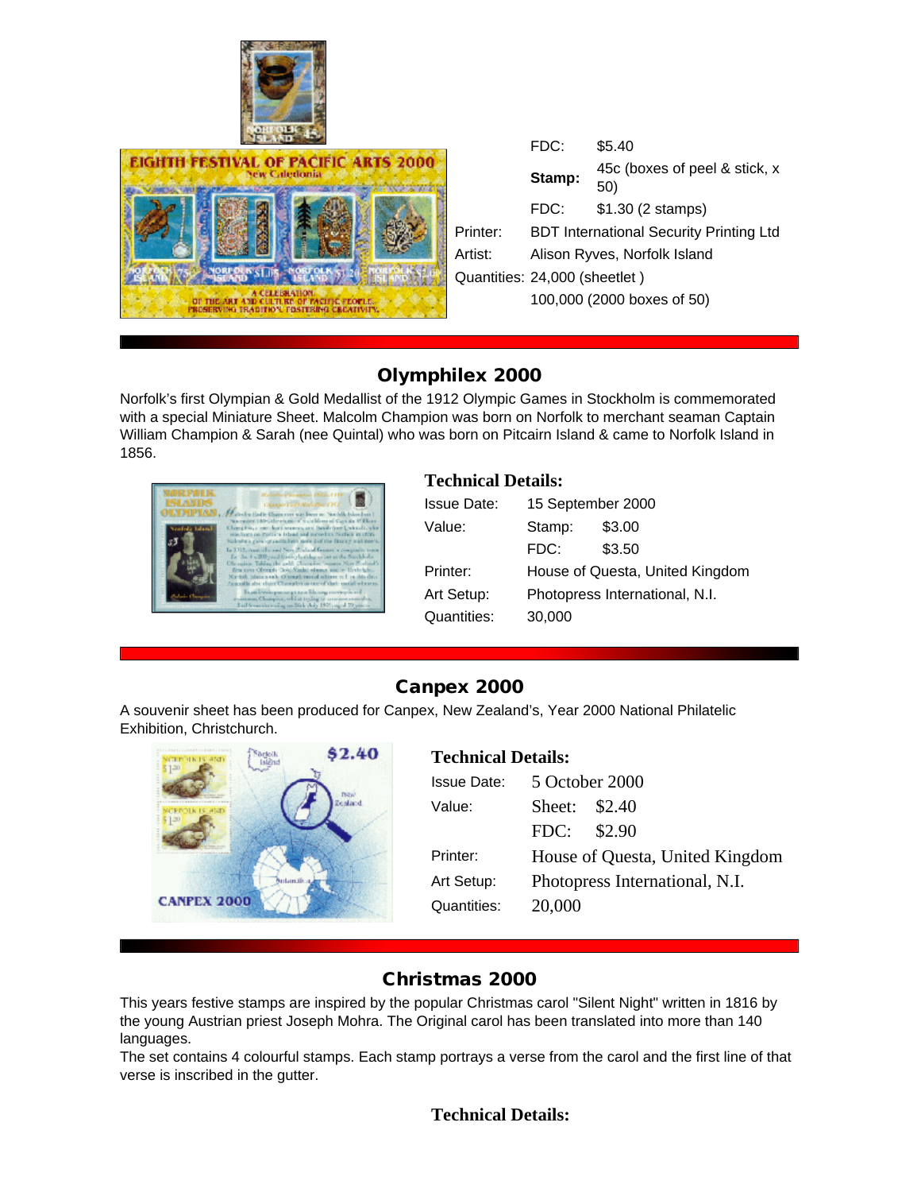| | | |
|---|---|---|
| | FDC: | $5.40 |
| | **Stamp:** | 45c (boxes of peel & stick, x 50) |
| | FDC: | $1.30 (2 stamps) |
| Printer: | BDT International Security Printing Ltd | |
| Artist: | Alison Ryves, Norfolk Island | |
| Quantities: | 24,000 (sheetlet ) | |
| | 100,000 (2000 boxes of 50) | |

## Olymphilex 2000

Norfolk's first Olympian & Gold Medallist of the 1912 Olympic Games in Stockholm is commemorated with a special Miniature Sheet. Malcolm Champion was born on Norfolk to merchant seaman Captain William Champion & Sarah (nee Quintal) who was born on Pitcairn Island & came to Norfolk Island in 1856.

**Technical Details:**

| | | |
|---|---|---|
| Issue Date: | 15 September 2000 | |
| Value: | Stamp: | $3.00 |
| | FDC: | $3.50 |
| Printer: | House of Questa, United Kingdom | |
| Art Setup: | Photopress International, N.I. | |
| Quantities: | 30,000 | |

## Canpex 2000

A souvenir sheet has been produced for Canpex, New Zealand's, Year 2000 National Philatelic Exhibition, Christchurch.

**Technical Details:**

| | | |
|---|---|---|
| Issue Date: | 5 October 2000 | |
| Value: | Sheet: | $2.40 |
| | FDC: | $2.90 |
| Printer: | House of Questa, United Kingdom | |
| Art Setup: | Photopress International, N.I. | |
| Quantities: | 20,000 | |

## Christmas 2000

This years festive stamps are inspired by the popular Christmas carol "Silent Night" written in 1816 by the young Austrian priest Joseph Mohra. The Original carol has been translated into more than 140 languages.

The set contains 4 colourful stamps. Each stamp portrays a verse from the carol and the first line of that verse is inscribed in the gutter.

**Technical Details:**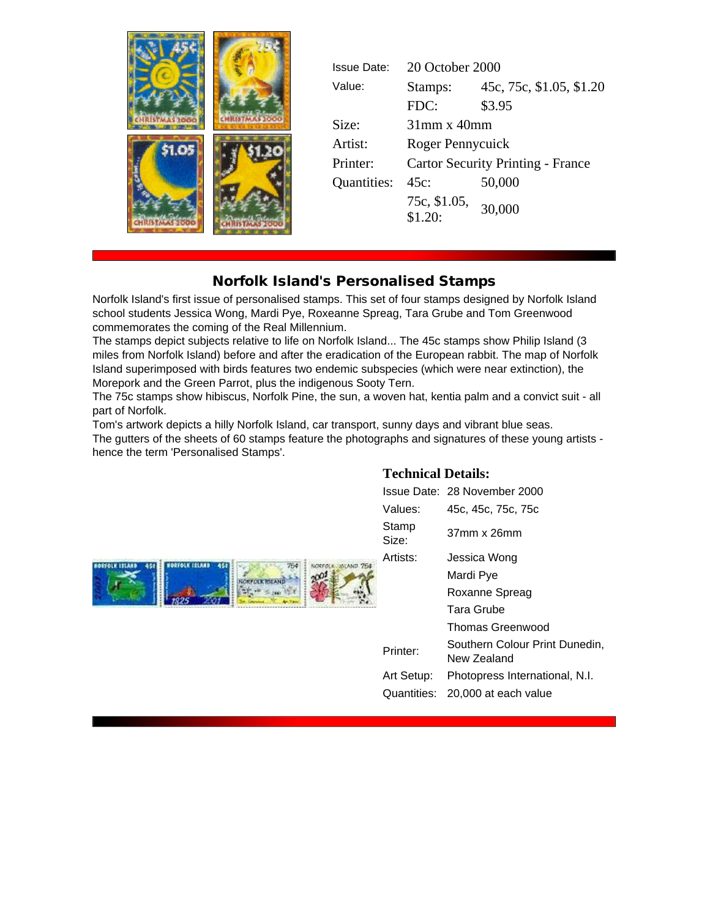| | | |
|---|---|---|
| Issue Date: | 20 October 2000 | |
| Value: | Stamps: | 45c, 75c, $1.05, $1.20 |
| | FDC: | $3.95 |
| Size: | 31mm x 40mm | |
| Artist: | Roger Pennycuick | |
| Printer: | Cartor Security Printing - France | |
| Quantities: | 45c: | 50,000 |
| | 75c, $1.05, $1.20: | 30,000 |

## Norfolk Island's Personalised Stamps

Norfolk Island's first issue of personalised stamps. This set of four stamps designed by Norfolk Island school students Jessica Wong, Mardi Pye, Roxeanne Spreag, Tara Grube and Tom Greenwood commemorates the coming of the Real Millennium.

The stamps depict subjects relative to life on Norfolk Island... The 45c stamps show Philip Island (3 miles from Norfolk Island) before and after the eradication of the European rabbit. The map of Norfolk Island superimposed with birds features two endemic subspecies (which were near extinction), the Morepork and the Green Parrot, plus the indigenous Sooty Tern.

The 75c stamps show hibiscus, Norfolk Pine, the sun, a woven hat, kentia palm and a convict suit - all part of Norfolk.

Tom's artwork depicts a hilly Norfolk Island, car transport, sunny days and vibrant blue seas.

The gutters of the sheets of 60 stamps feature the photographs and signatures of these young artists - hence the term 'Personalised Stamps'.

### Technical Details:

| | |
|---|---|
| Issue Date: | 28 November 2000 |
| Values: | 45c, 45c, 75c, 75c |
| Stamp Size: | 37mm x 26mm |
| Artists: | Jessica Wong |
| | Mardi Pye |
| | Roxanne Spreag |
| | Tara Grube |
| | Thomas Greenwood |
| Printer: | Southern Colour Print Dunedin, New Zealand |
| Art Setup: | Photopress International, N.I. |
| Quantities: | 20,000 at each value |